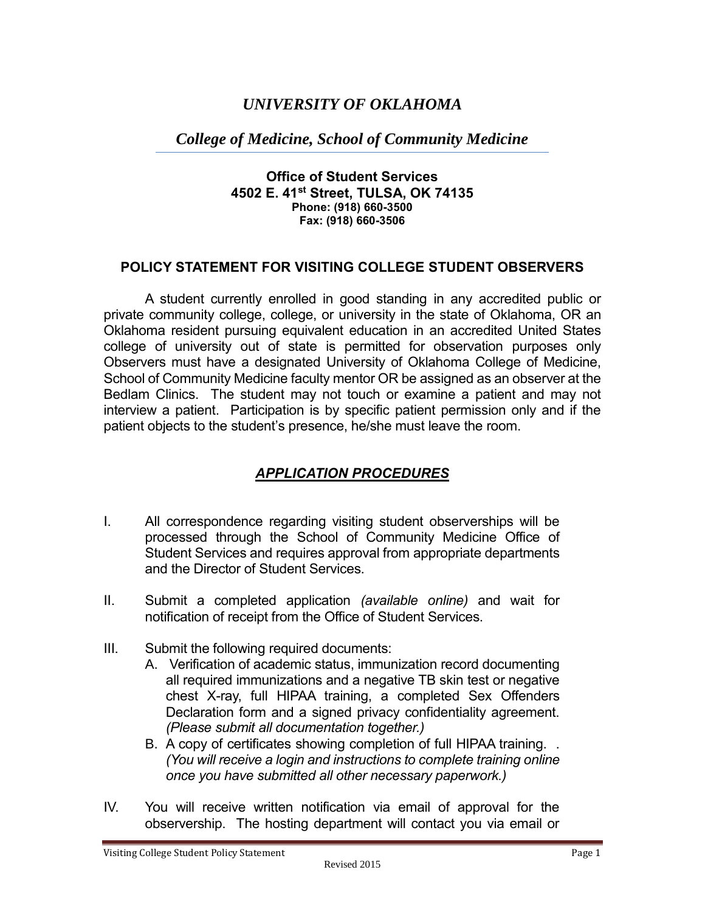# *UNIVERSITY OF OKLAHOMA*

## *College of Medicine, School of Community Medicine*

**Office of Student Services**
**4502 E. 41st Street, TULSA, OK 74135**
**Phone: (918) 660-3500**
**Fax: (918) 660-3506**

### POLICY STATEMENT FOR VISITING COLLEGE STUDENT OBSERVERS

A student currently enrolled in good standing in any accredited public or private community college, college, or university in the state of Oklahoma, OR an Oklahoma resident pursuing equivalent education in an accredited United States college of university out of state is permitted for observation purposes only Observers must have a designated University of Oklahoma College of Medicine, School of Community Medicine faculty mentor OR be assigned as an observer at the Bedlam Clinics. The student may not touch or examine a patient and may not interview a patient. Participation is by specific patient permission only and if the patient objects to the student's presence, he/she must leave the room.

### ***APPLICATION PROCEDURES***

I. All correspondence regarding visiting student observerships will be processed through the School of Community Medicine Office of Student Services and requires approval from appropriate departments and the Director of Student Services.

II. Submit a completed application *(available online)* and wait for notification of receipt from the Office of Student Services.

III. Submit the following required documents:
   A. Verification of academic status, immunization record documenting all required immunizations and a negative TB skin test or negative chest X-ray, full HIPAA training, a completed Sex Offenders Declaration form and a signed privacy confidentiality agreement. *(Please submit all documentation together.)*
   B. A copy of certificates showing completion of full HIPAA training. . *(You will receive a login and instructions to complete training online once you have submitted all other necessary paperwork.)*

IV. You will receive written notification via email of approval for the observership. The hosting department will contact you via email or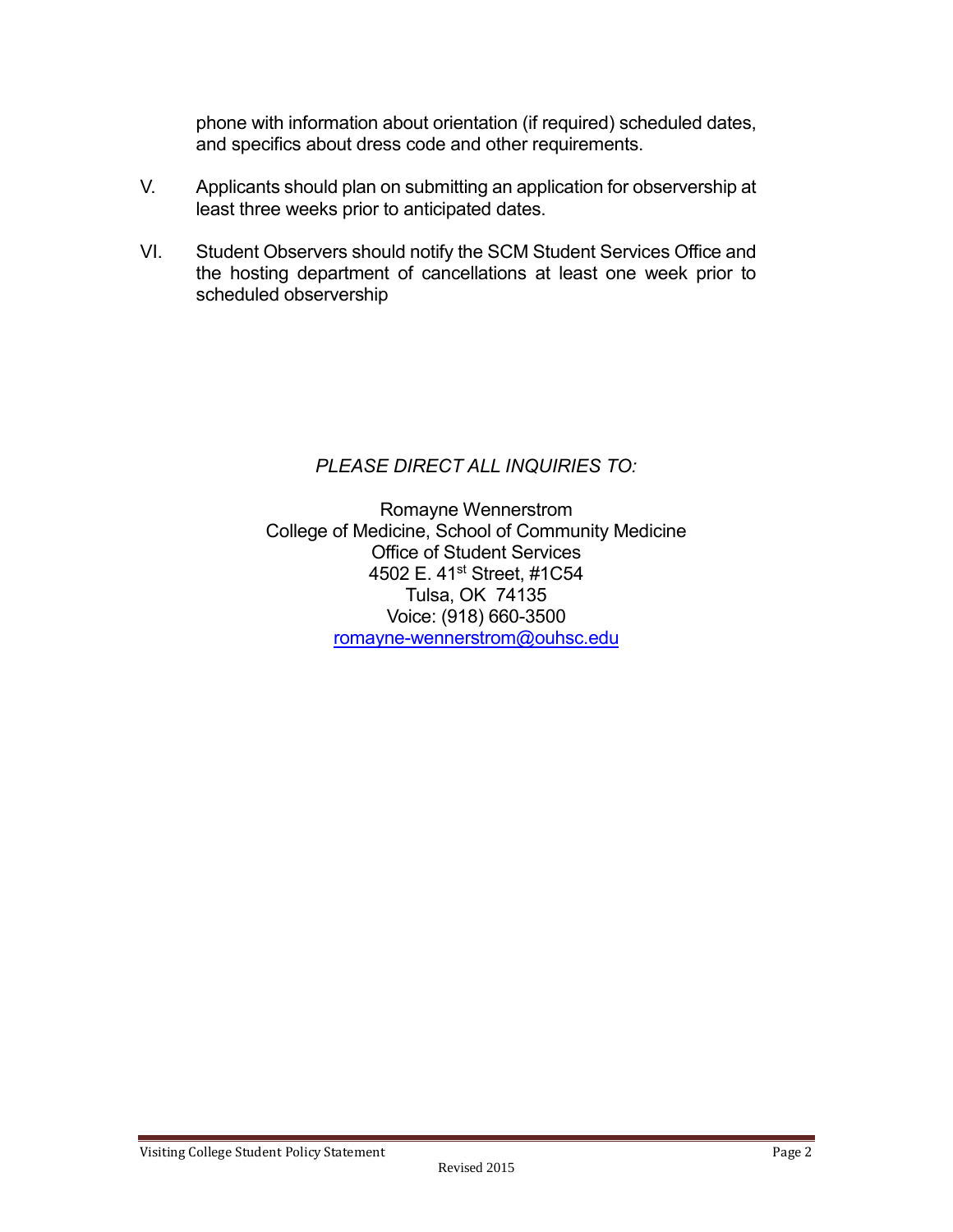phone with information about orientation (if required) scheduled dates, and specifics about dress code and other requirements.

V. Applicants should plan on submitting an application for observership at least three weeks prior to anticipated dates.

VI. Student Observers should notify the SCM Student Services Office and the hosting department of cancellations at least one week prior to scheduled observership

*PLEASE DIRECT ALL INQUIRIES TO:*

Romayne Wennerstrom
College of Medicine, School of Community Medicine
Office of Student Services
4502 E. 41st Street, #1C54
Tulsa, OK 74135
Voice: (918) 660-3500
romayne-wennerstrom@ouhsc.edu